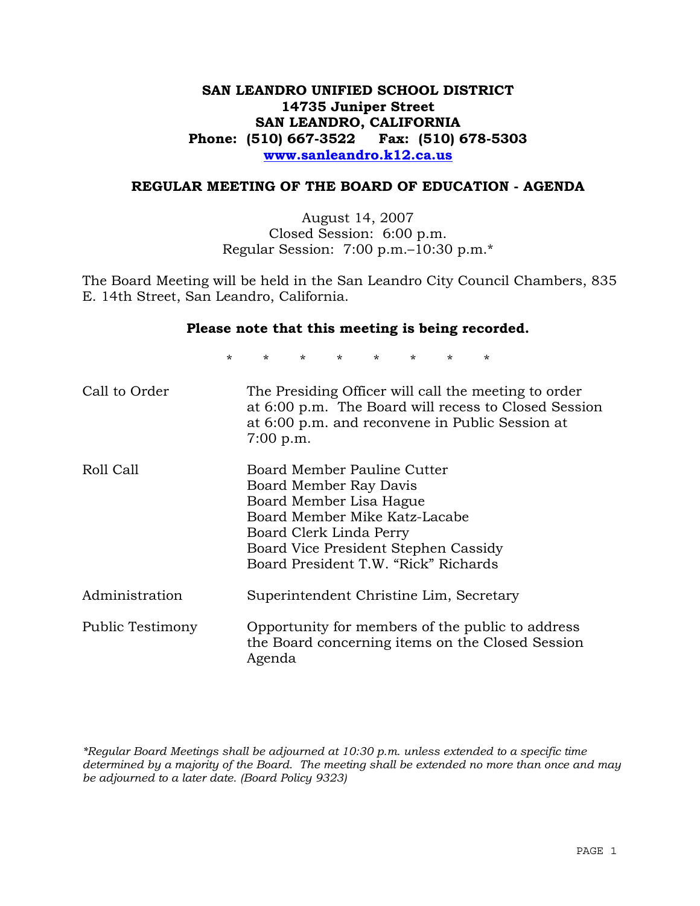# SAN LEANDRO UNIFIED SCHOOL DISTRICT
**14735 Juniper Street**
**SAN LEANDRO, CALIFORNIA**
**Phone: (510) 667-3522 Fax: (510) 678-5303**
**www.sanleandro.k12.ca.us**

## REGULAR MEETING OF THE BOARD OF EDUCATION - AGENDA

August 14, 2007
Closed Session: 6:00 p.m.
Regular Session: 7:00 p.m.–10:30 p.m.*

The Board Meeting will be held in the San Leandro City Council Chambers, 835 E. 14th Street, San Leandro, California.

**Please note that this meeting is being recorded.**

\* \* \* \* \* \* \* \*

| | |
|---|---|
| Call to Order | The Presiding Officer will call the meeting to order at 6:00 p.m. The Board will recess to Closed Session at 6:00 p.m. and reconvene in Public Session at 7:00 p.m. |
| Roll Call | Board Member Pauline Cutter<br>Board Member Ray Davis<br>Board Member Lisa Hague<br>Board Member Mike Katz-Lacabe<br>Board Clerk Linda Perry<br>Board Vice President Stephen Cassidy<br>Board President T.W. "Rick" Richards |
| Administration | Superintendent Christine Lim, Secretary |
| Public Testimony | Opportunity for members of the public to address the Board concerning items on the Closed Session Agenda |

*\*Regular Board Meetings shall be adjourned at 10:30 p.m. unless extended to a specific time determined by a majority of the Board. The meeting shall be extended no more than once and may be adjourned to a later date. (Board Policy 9323)*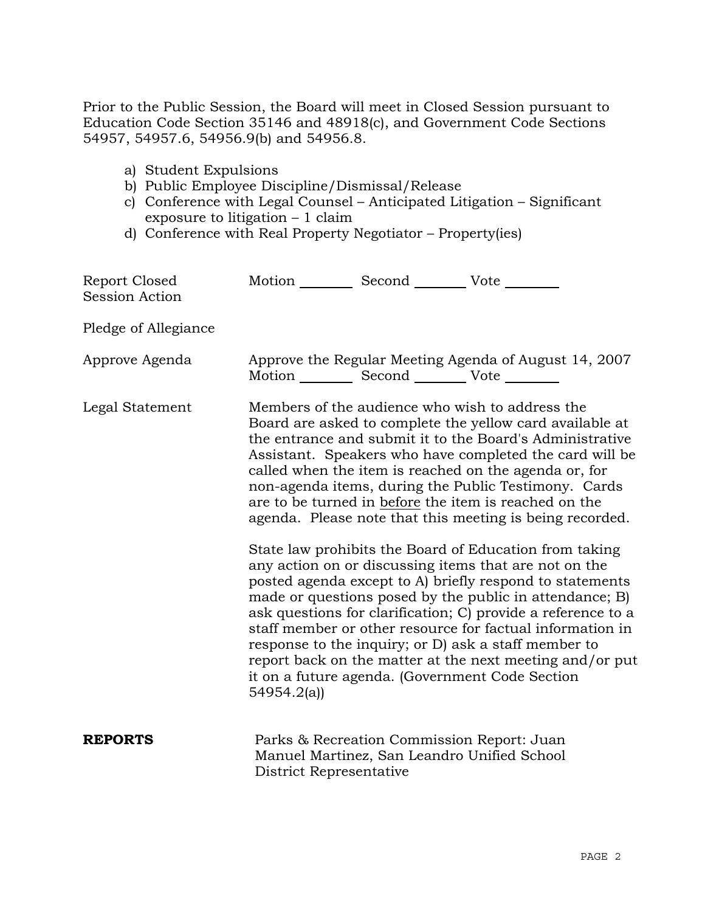Prior to the Public Session, the Board will meet in Closed Session pursuant to Education Code Section 35146 and 48918(c), and Government Code Sections 54957, 54957.6, 54956.9(b) and 54956.8.

a) Student Expulsions
b) Public Employee Discipline/Dismissal/Release
c) Conference with Legal Counsel – Anticipated Litigation – Significant exposure to litigation – 1 claim
d) Conference with Real Property Negotiator – Property(ies)

| | |
|---|---|
| Report Closed Session Action | Motion ________ Second ________ Vote ________ |
| Pledge of Allegiance | |
| Approve Agenda | Approve the Regular Meeting Agenda of August 14, 2007<br>Motion ________ Second ________ Vote ________ |
| Legal Statement | Members of the audience who wish to address the Board are asked to complete the yellow card available at the entrance and submit it to the Board's Administrative Assistant. Speakers who have completed the card will be called when the item is reached on the agenda or, for non-agenda items, during the Public Testimony. Cards are to be turned in <u>before</u> the item is reached on the agenda. Please note that this meeting is being recorded.<br><br>State law prohibits the Board of Education from taking any action on or discussing items that are not on the posted agenda except to A) briefly respond to statements made or questions posed by the public in attendance; B) ask questions for clarification; C) provide a reference to a staff member or other resource for factual information in response to the inquiry; or D) ask a staff member to report back on the matter at the next meeting and/or put it on a future agenda. (Government Code Section 54954.2(a)) |
| **REPORTS** | Parks & Recreation Commission Report: Juan Manuel Martinez, San Leandro Unified School District Representative |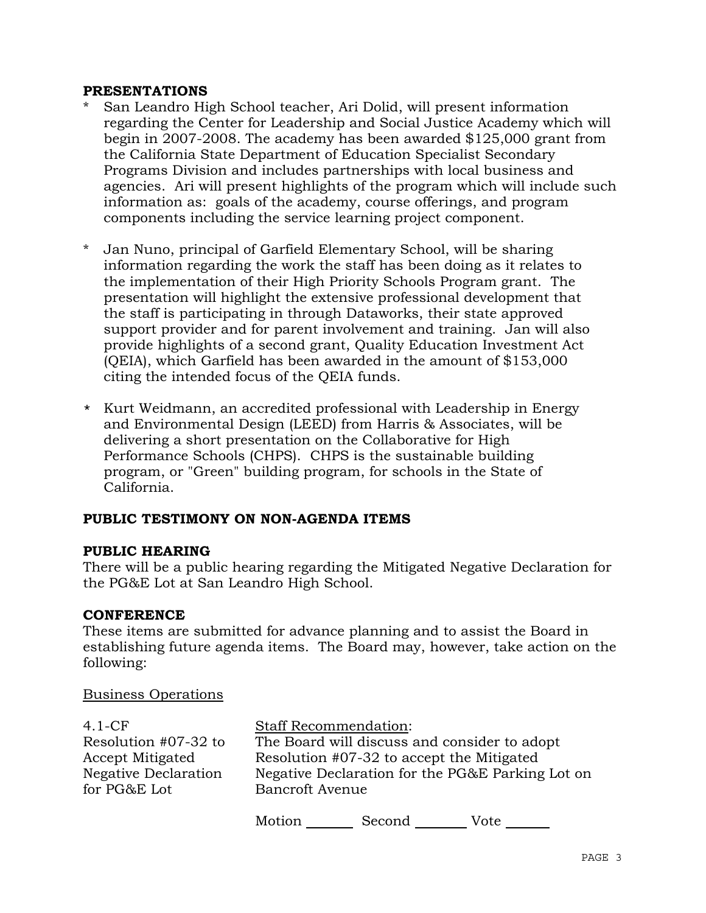**PRESENTATIONS**

* San Leandro High School teacher, Ari Dolid, will present information regarding the Center for Leadership and Social Justice Academy which will begin in 2007-2008. The academy has been awarded $125,000 grant from the California State Department of Education Specialist Secondary Programs Division and includes partnerships with local business and agencies. Ari will present highlights of the program which will include such information as: goals of the academy, course offerings, and program components including the service learning project component.

* Jan Nuno, principal of Garfield Elementary School, will be sharing information regarding the work the staff has been doing as it relates to the implementation of their High Priority Schools Program grant. The presentation will highlight the extensive professional development that the staff is participating in through Dataworks, their state approved support provider and for parent involvement and training. Jan will also provide highlights of a second grant, Quality Education Investment Act (QEIA), which Garfield has been awarded in the amount of $153,000 citing the intended focus of the QEIA funds.

* Kurt Weidmann, an accredited professional with Leadership in Energy and Environmental Design (LEED) from Harris & Associates, will be delivering a short presentation on the Collaborative for High Performance Schools (CHPS). CHPS is the sustainable building program, or "Green" building program, for schools in the State of California.

**PUBLIC TESTIMONY ON NON-AGENDA ITEMS**

**PUBLIC HEARING**

There will be a public hearing regarding the Mitigated Negative Declaration for the PG&E Lot at San Leandro High School.

**CONFERENCE**

These items are submitted for advance planning and to assist the Board in establishing future agenda items. The Board may, however, take action on the following:

Business Operations

4.1-CF
Resolution #07-32 to Accept Mitigated Negative Declaration for PG&E Lot

Staff Recommendation:
The Board will discuss and consider to adopt Resolution #07-32 to accept the Mitigated Negative Declaration for the PG&E Parking Lot on Bancroft Avenue

Motion _______ Second _______ Vote _______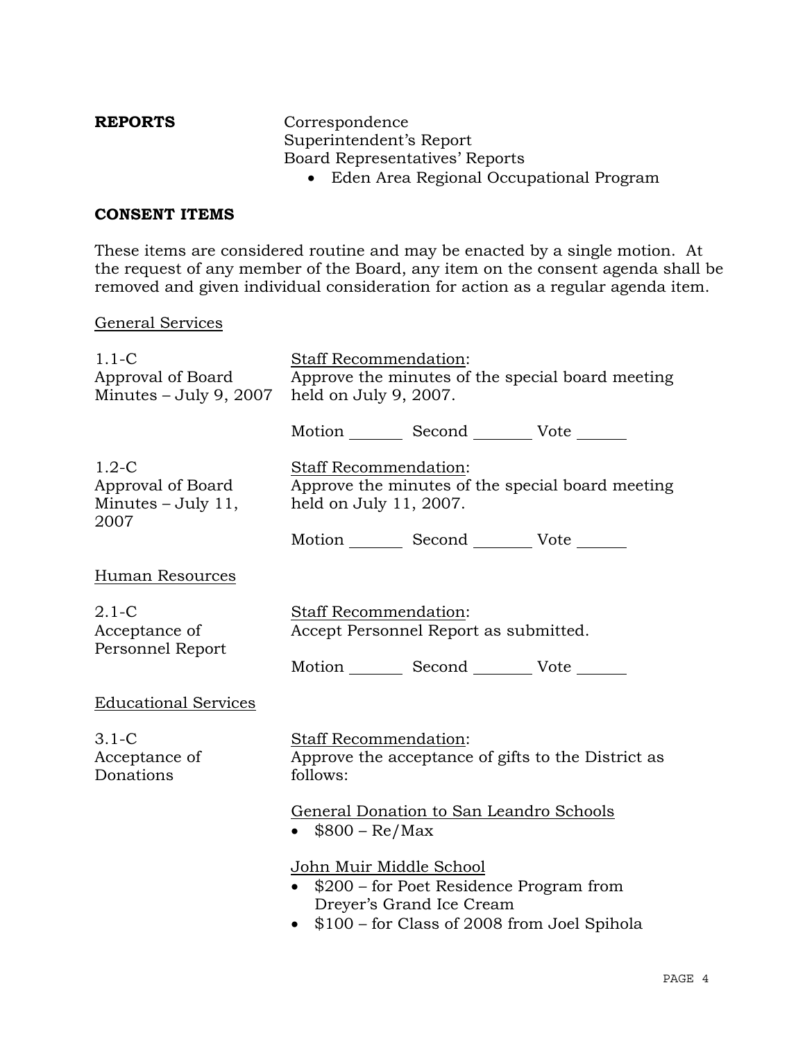**REPORTS**

Correspondence
Superintendent's Report
Board Representatives' Reports

- Eden Area Regional Occupational Program

**CONSENT ITEMS**

These items are considered routine and may be enacted by a single motion. At the request of any member of the Board, any item on the consent agenda shall be removed and given individual consideration for action as a regular agenda item.

General Services

1.1-C
Approval of Board Minutes – July 9, 2007

Staff Recommendation:
Approve the minutes of the special board meeting held on July 9, 2007.

Motion _______ Second _______ Vote _______

1.2-C
Approval of Board Minutes – July 11, 2007

Staff Recommendation:
Approve the minutes of the special board meeting held on July 11, 2007.

Motion _______ Second _______ Vote _______

Human Resources

2.1-C
Acceptance of Personnel Report

Staff Recommendation:
Accept Personnel Report as submitted.

Motion _______ Second _______ Vote _______

Educational Services

3.1-C
Acceptance of Donations

Staff Recommendation:
Approve the acceptance of gifts to the District as follows:

General Donation to San Leandro Schools

- $800 – Re/Max

John Muir Middle School

- $200 – for Poet Residence Program from Dreyer's Grand Ice Cream
- $100 – for Class of 2008 from Joel Spihola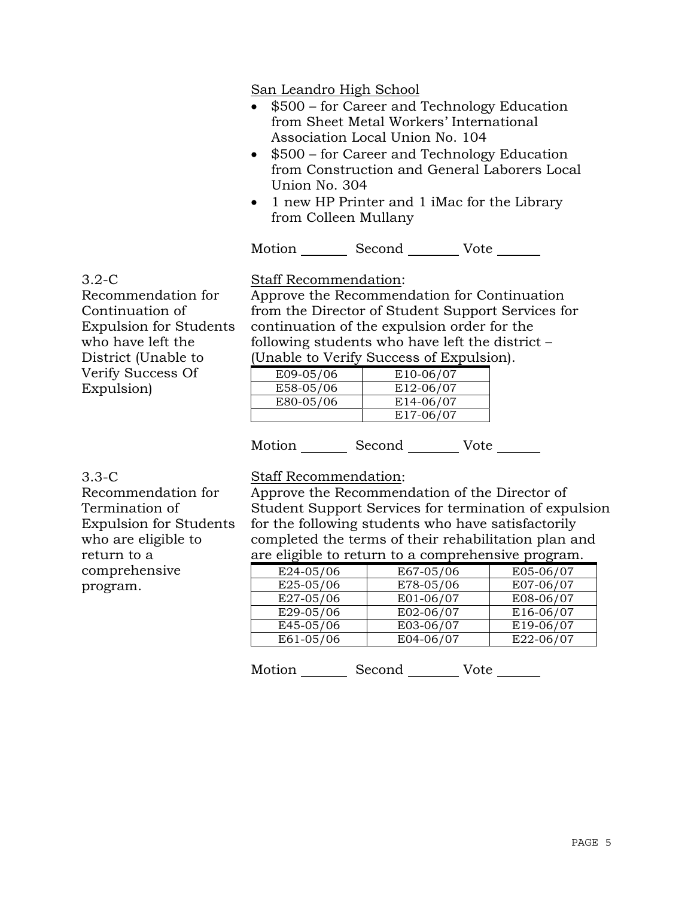San Leandro High School

- $500 – for Career and Technology Education from Sheet Metal Workers' International Association Local Union No. 104
- $500 – for Career and Technology Education from Construction and General Laborers Local Union No. 304
- 1 new HP Printer and 1 iMac for the Library from Colleen Mullany

Motion _______ Second _______ Vote _______

**3.2-C**
**Recommendation for Continuation of Expulsion for Students who have left the District (Unable to Verify Success Of Expulsion)**

Staff Recommendation:
Approve the Recommendation for Continuation from the Director of Student Support Services for continuation of the expulsion order for the following students who have left the district – (Unable to Verify Success of Expulsion).

| | |
|---|---|
| E09-05/06 | E10-06/07 |
| E58-05/06 | E12-06/07 |
| E80-05/06 | E14-06/07 |
| | E17-06/07 |

Motion _______ Second _______ Vote _______

**3.3-C**
**Recommendation for Termination of Expulsion for Students who are eligible to return to a comprehensive program.**

Staff Recommendation:
Approve the Recommendation of the Director of Student Support Services for termination of expulsion for the following students who have satisfactorily completed the terms of their rehabilitation plan and are eligible to return to a comprehensive program.

| | | |
|---|---|---|
| E24-05/06 | E67-05/06 | E05-06/07 |
| E25-05/06 | E78-05/06 | E07-06/07 |
| E27-05/06 | E01-06/07 | E08-06/07 |
| E29-05/06 | E02-06/07 | E16-06/07 |
| E45-05/06 | E03-06/07 | E19-06/07 |
| E61-05/06 | E04-06/07 | E22-06/07 |

Motion _______ Second _______ Vote _______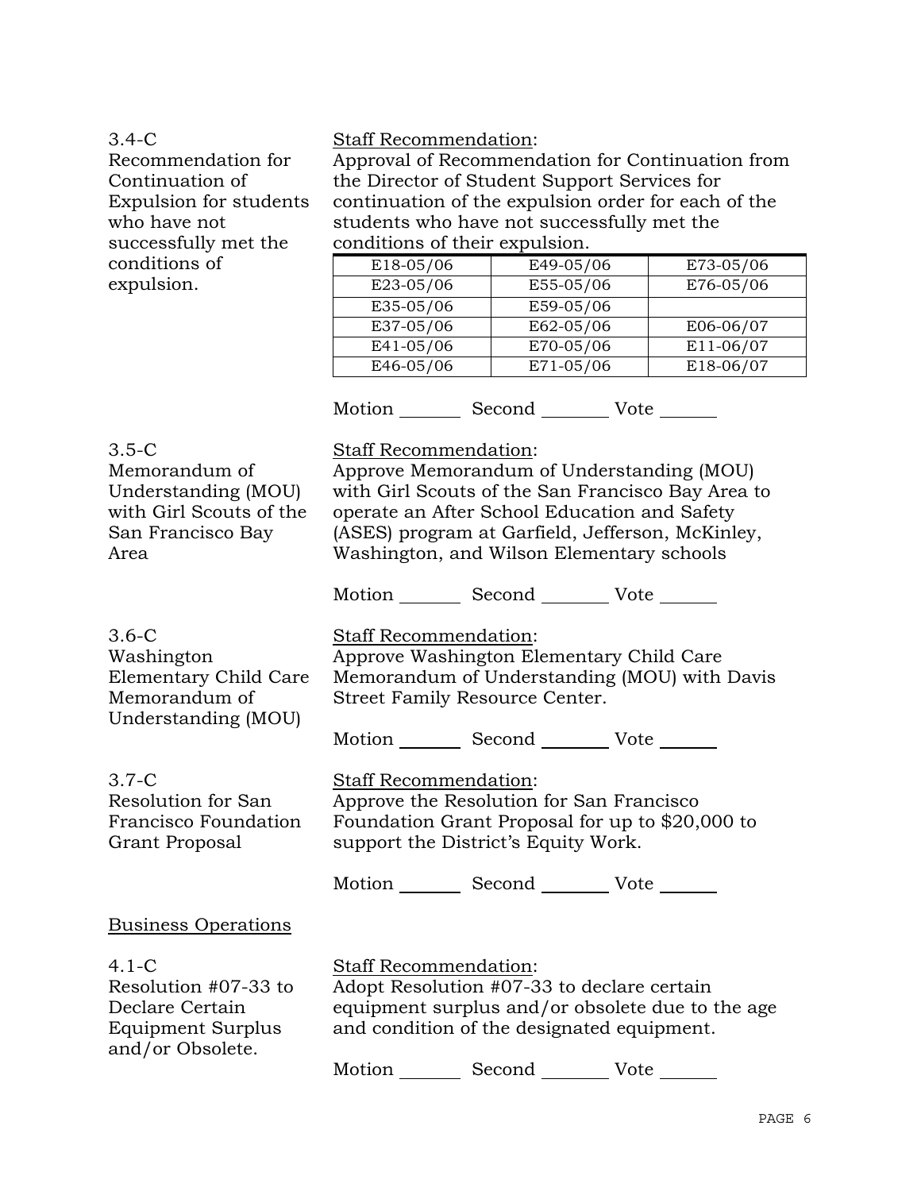3.4-C
Recommendation for Continuation of Expulsion for students who have not successfully met the conditions of expulsion.

Staff Recommendation:
Approval of Recommendation for Continuation from the Director of Student Support Services for continuation of the expulsion order for each of the students who have not successfully met the conditions of their expulsion.

| | | |
|---|---|---|
| E18-05/06 | E49-05/06 | E73-05/06 |
| E23-05/06 | E55-05/06 | E76-05/06 |
| E35-05/06 | E59-05/06 | |
| E37-05/06 | E62-05/06 | E06-06/07 |
| E41-05/06 | E70-05/06 | E11-06/07 |
| E46-05/06 | E71-05/06 | E18-06/07 |

Motion _______ Second _______ Vote ______

3.5-C
Memorandum of Understanding (MOU) with Girl Scouts of the San Francisco Bay Area

Staff Recommendation:
Approve Memorandum of Understanding (MOU) with Girl Scouts of the San Francisco Bay Area to operate an After School Education and Safety (ASES) program at Garfield, Jefferson, McKinley, Washington, and Wilson Elementary schools

Motion _______ Second _______ Vote ______

3.6-C
Washington Elementary Child Care Memorandum of Understanding (MOU)

Staff Recommendation:
Approve Washington Elementary Child Care Memorandum of Understanding (MOU) with Davis Street Family Resource Center.

Motion _______ Second _______ Vote ______

3.7-C
Resolution for San Francisco Foundation Grant Proposal

Staff Recommendation:
Approve the Resolution for San Francisco Foundation Grant Proposal for up to $20,000 to support the District's Equity Work.

Motion _______ Second _______ Vote ______

Business Operations

4.1-C
Resolution #07-33 to Declare Certain Equipment Surplus and/or Obsolete.

Staff Recommendation:
Adopt Resolution #07-33 to declare certain equipment surplus and/or obsolete due to the age and condition of the designated equipment.

Motion _______ Second _______ Vote ______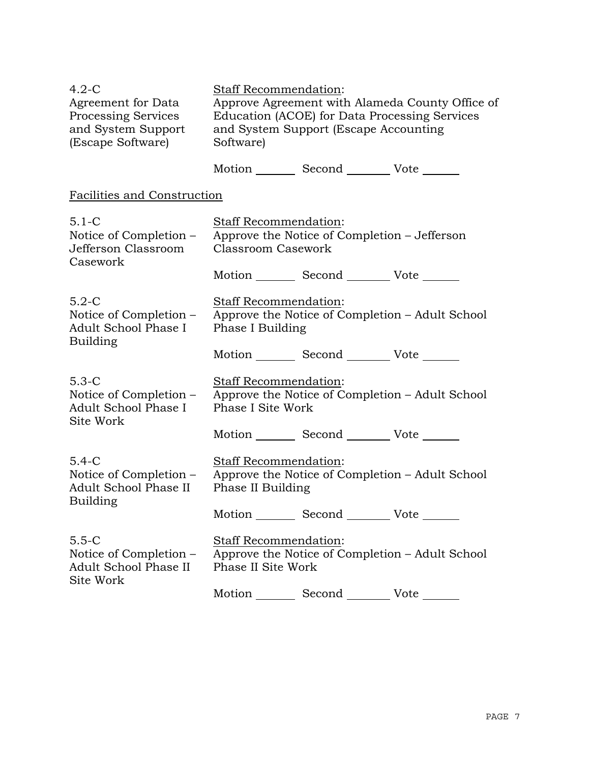4.2-C
Agreement for Data Processing Services and System Support (Escape Software)

Staff Recommendation:
Approve Agreement with Alameda County Office of Education (ACOE) for Data Processing Services and System Support (Escape Accounting Software)

Motion _______ Second _______ Vote ______

Facilities and Construction

5.1-C
Notice of Completion – Jefferson Classroom Casework

Staff Recommendation:
Approve the Notice of Completion – Jefferson Classroom Casework

Motion _______ Second _______ Vote ______

5.2-C
Notice of Completion – Adult School Phase I Building

Staff Recommendation:
Approve the Notice of Completion – Adult School Phase I Building

Motion _______ Second _______ Vote ______

5.3-C
Notice of Completion – Adult School Phase I Site Work

Staff Recommendation:
Approve the Notice of Completion – Adult School Phase I Site Work

Motion _______ Second _______ Vote ______

5.4-C
Notice of Completion – Adult School Phase II Building

Staff Recommendation:
Approve the Notice of Completion – Adult School Phase II Building

Motion _______ Second _______ Vote ______

5.5-C
Notice of Completion – Adult School Phase II Site Work

Staff Recommendation:
Approve the Notice of Completion – Adult School Phase II Site Work

Motion _______ Second _______ Vote ______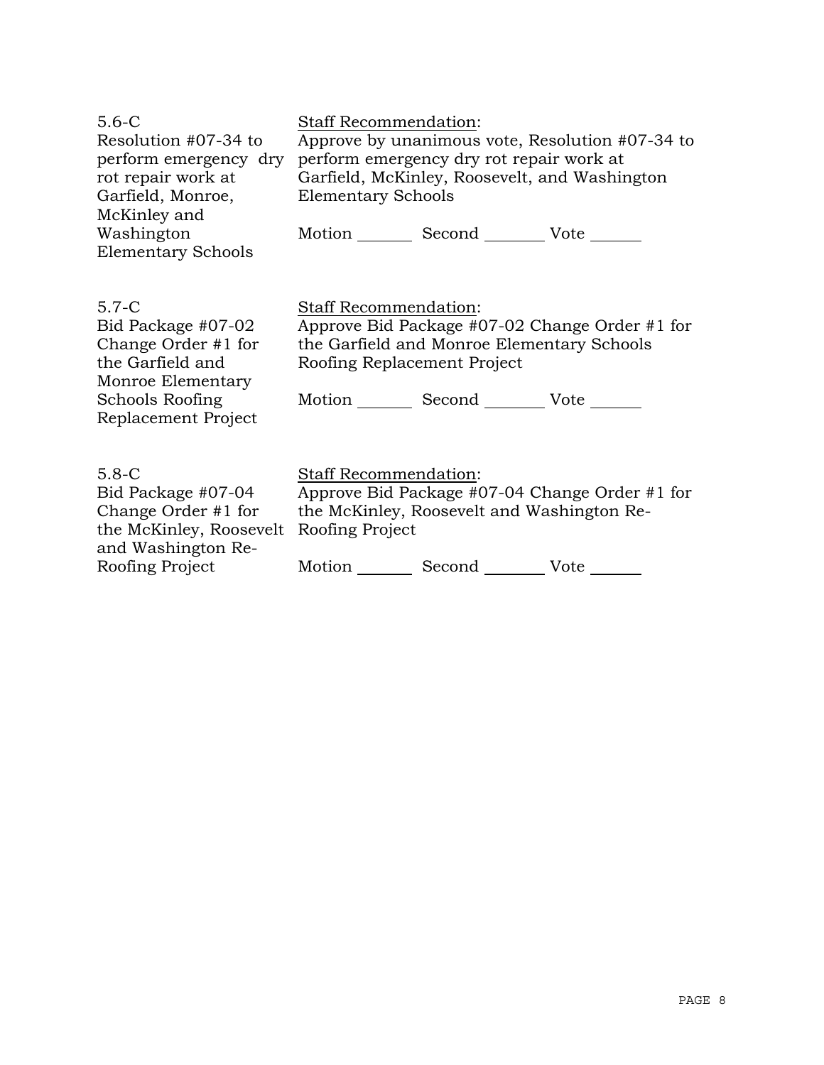| | |
|---|---|
| 5.6-C<br>Resolution #07-34 to perform emergency dry rot repair work at Garfield, Monroe, McKinley and Washington Elementary Schools | Staff Recommendation:<br>Approve by unanimous vote, Resolution #07-34 to perform emergency dry rot repair work at Garfield, McKinley, Roosevelt, and Washington Elementary Schools<br><br>Motion _______ Second _______ Vote ______ |
| 5.7-C<br>Bid Package #07-02 Change Order #1 for the Garfield and Monroe Elementary Schools Roofing Replacement Project | Staff Recommendation:<br>Approve Bid Package #07-02 Change Order #1 for the Garfield and Monroe Elementary Schools Roofing Replacement Project<br><br>Motion _______ Second _______ Vote ______ |
| 5.8-C<br>Bid Package #07-04 Change Order #1 for the McKinley, Roosevelt and Washington Re-Roofing Project | Staff Recommendation:<br>Approve Bid Package #07-04 Change Order #1 for the McKinley, Roosevelt and Washington Re-Roofing Project<br><br>Motion _______ Second _______ Vote ______ |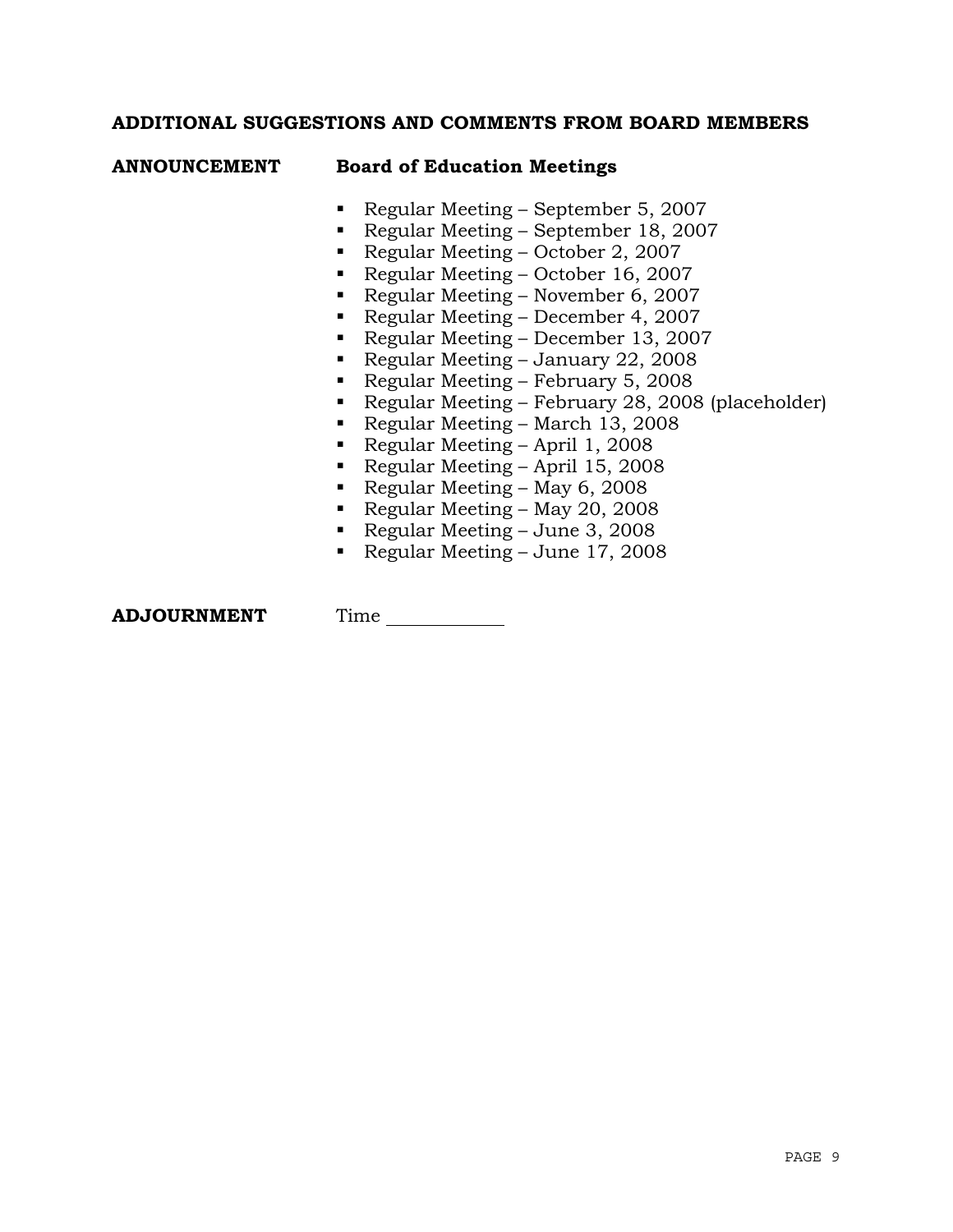**ADDITIONAL SUGGESTIONS AND COMMENTS FROM BOARD MEMBERS**

**ANNOUNCEMENT** **Board of Education Meetings**

- Regular Meeting – September 5, 2007
- Regular Meeting – September 18, 2007
- Regular Meeting – October 2, 2007
- Regular Meeting – October 16, 2007
- Regular Meeting – November 6, 2007
- Regular Meeting – December 4, 2007
- Regular Meeting – December 13, 2007
- Regular Meeting – January 22, 2008
- Regular Meeting – February 5, 2008
- Regular Meeting – February 28, 2008 (placeholder)
- Regular Meeting – March 13, 2008
- Regular Meeting – April 1, 2008
- Regular Meeting – April 15, 2008
- Regular Meeting – May 6, 2008
- Regular Meeting – May 20, 2008
- Regular Meeting – June 3, 2008
- Regular Meeting – June 17, 2008

**ADJOURNMENT** Time ____________